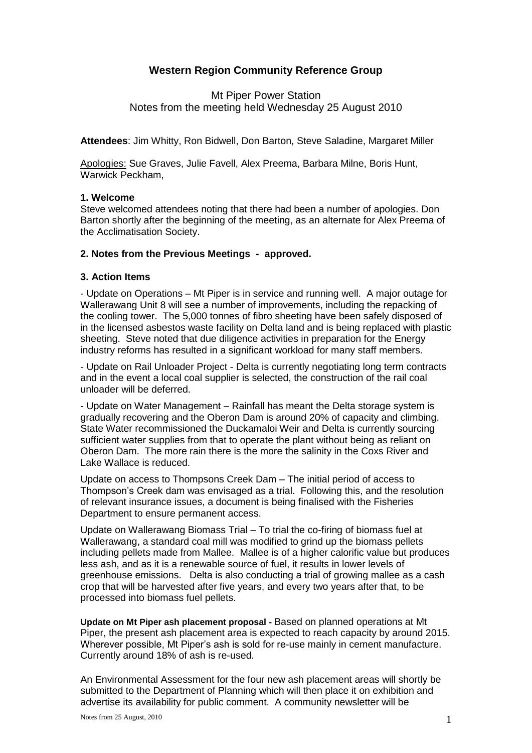# Western Region Community Reference Group

Mt Piper Power Station
Notes from the meeting held Wednesday 25 August 2010

**Attendees**: Jim Whitty, Ron Bidwell, Don Barton, Steve Saladine, Margaret Miller

Apologies: Sue Graves, Julie Favell, Alex Preema, Barbara Milne, Boris Hunt, Warwick Peckham,

**1. Welcome**

Steve welcomed attendees noting that there had been a number of apologies. Don Barton shortly after the beginning of the meeting, as an alternate for Alex Preema of the Acclimatisation Society.

**2. Notes from the Previous Meetings - approved.**

**3. Action Items**

- Update on Operations – Mt Piper is in service and running well. A major outage for Wallerawang Unit 8 will see a number of improvements, including the repacking of the cooling tower. The 5,000 tonnes of fibro sheeting have been safely disposed of in the licensed asbestos waste facility on Delta land and is being replaced with plastic sheeting. Steve noted that due diligence activities in preparation for the Energy industry reforms has resulted in a significant workload for many staff members.

- Update on Rail Unloader Project - Delta is currently negotiating long term contracts and in the event a local coal supplier is selected, the construction of the rail coal unloader will be deferred.

- Update on Water Management – Rainfall has meant the Delta storage system is gradually recovering and the Oberon Dam is around 20% of capacity and climbing. State Water recommissioned the Duckamaloi Weir and Delta is currently sourcing sufficient water supplies from that to operate the plant without being as reliant on Oberon Dam. The more rain there is the more the salinity in the Coxs River and Lake Wallace is reduced.

Update on access to Thompsons Creek Dam – The initial period of access to Thompson's Creek dam was envisaged as a trial. Following this, and the resolution of relevant insurance issues, a document is being finalised with the Fisheries Department to ensure permanent access.

Update on Wallerawang Biomass Trial – To trial the co-firing of biomass fuel at Wallerawang, a standard coal mill was modified to grind up the biomass pellets including pellets made from Mallee. Mallee is of a higher calorific value but produces less ash, and as it is a renewable source of fuel, it results in lower levels of greenhouse emissions. Delta is also conducting a trial of growing mallee as a cash crop that will be harvested after five years, and every two years after that, to be processed into biomass fuel pellets.

**Update on Mt Piper ash placement proposal -** Based on planned operations at Mt Piper, the present ash placement area is expected to reach capacity by around 2015. Wherever possible, Mt Piper's ash is sold for re-use mainly in cement manufacture. Currently around 18% of ash is re-used.

An Environmental Assessment for the four new ash placement areas will shortly be submitted to the Department of Planning which will then place it on exhibition and advertise its availability for public comment. A community newsletter will be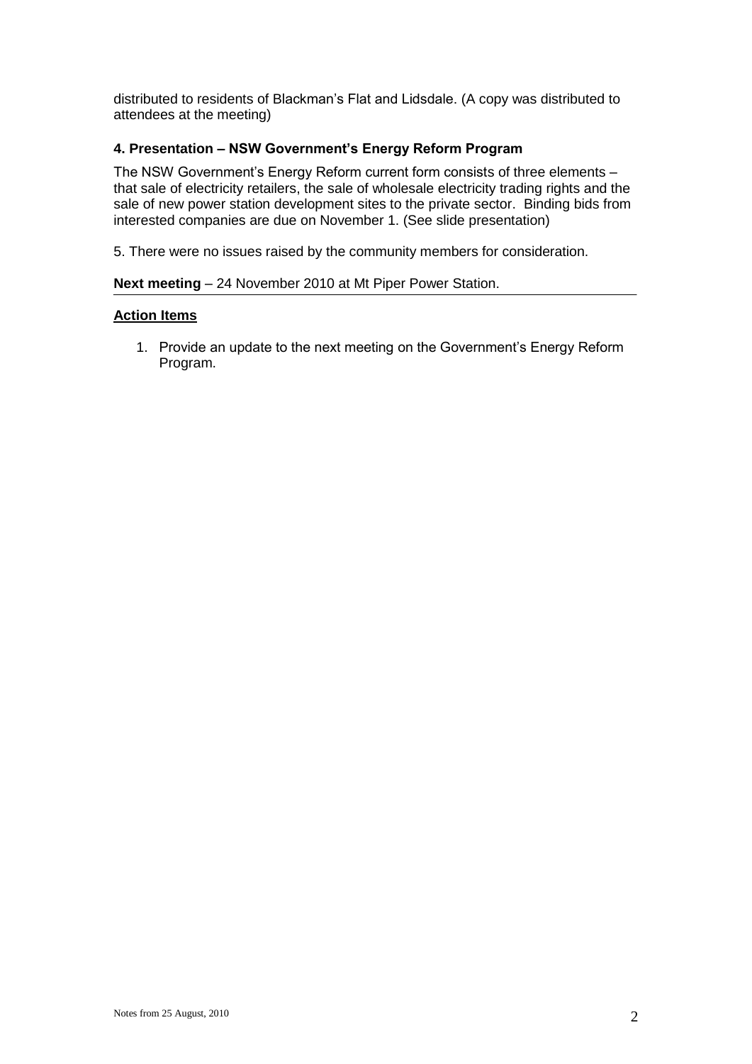distributed to residents of Blackman's Flat and Lidsdale. (A copy was distributed to attendees at the meeting)

**4. Presentation – NSW Government's Energy Reform Program**

The NSW Government's Energy Reform current form consists of three elements – that sale of electricity retailers, the sale of wholesale electricity trading rights and the sale of new power station development sites to the private sector. Binding bids from interested companies are due on November 1. (See slide presentation)

5. There were no issues raised by the community members for consideration.

**Next meeting** – 24 November 2010 at Mt Piper Power Station.

---

**Action Items**

1. Provide an update to the next meeting on the Government's Energy Reform Program.